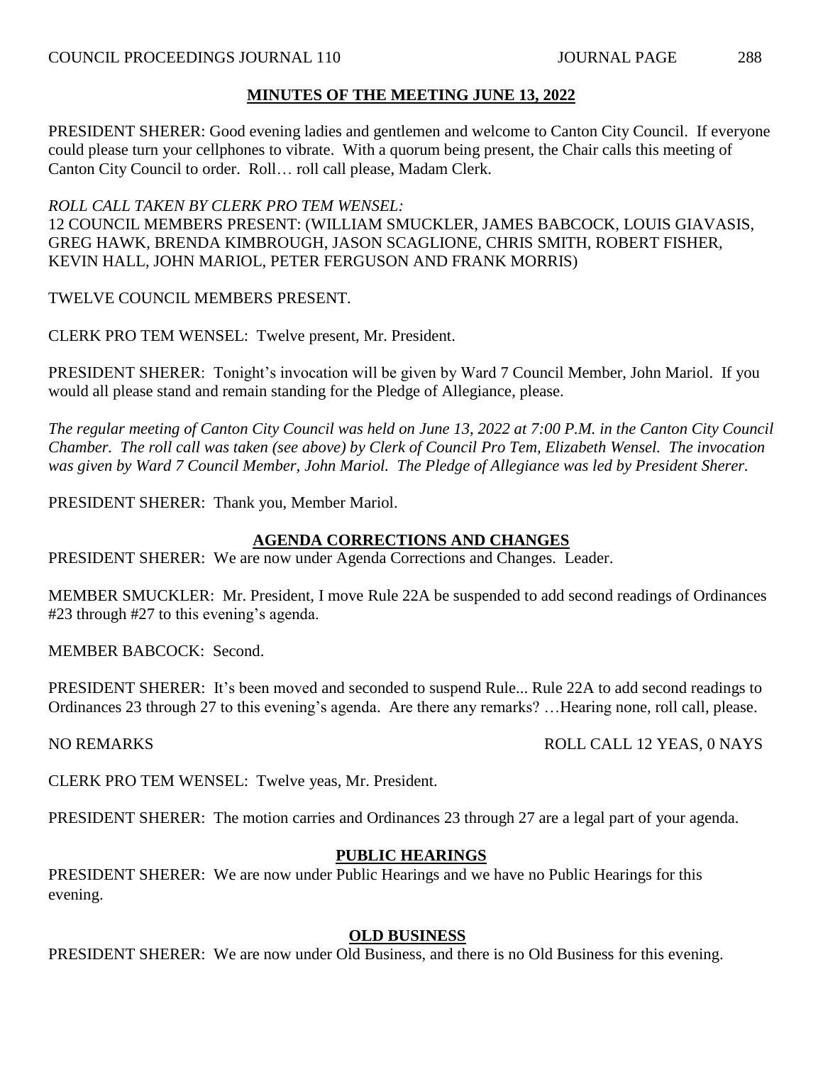## MINUTES OF THE MEETING JUNE 13, 2022

PRESIDENT SHERER: Good evening ladies and gentlemen and welcome to Canton City Council. If everyone could please turn your cellphones to vibrate. With a quorum being present, the Chair calls this meeting of Canton City Council to order. Roll… roll call please, Madam Clerk.

*ROLL CALL TAKEN BY CLERK PRO TEM WENSEL:*
12 COUNCIL MEMBERS PRESENT: (WILLIAM SMUCKLER, JAMES BABCOCK, LOUIS GIAVASIS, GREG HAWK, BRENDA KIMBROUGH, JASON SCAGLIONE, CHRIS SMITH, ROBERT FISHER, KEVIN HALL, JOHN MARIOL, PETER FERGUSON AND FRANK MORRIS)

TWELVE COUNCIL MEMBERS PRESENT.

CLERK PRO TEM WENSEL: Twelve present, Mr. President.

PRESIDENT SHERER: Tonight's invocation will be given by Ward 7 Council Member, John Mariol. If you would all please stand and remain standing for the Pledge of Allegiance, please.

*The regular meeting of Canton City Council was held on June 13, 2022 at 7:00 P.M. in the Canton City Council Chamber. The roll call was taken (see above) by Clerk of Council Pro Tem, Elizabeth Wensel. The invocation was given by Ward 7 Council Member, John Mariol. The Pledge of Allegiance was led by President Sherer.*

PRESIDENT SHERER: Thank you, Member Mariol.

## AGENDA CORRECTIONS AND CHANGES

PRESIDENT SHERER: We are now under Agenda Corrections and Changes. Leader.

MEMBER SMUCKLER: Mr. President, I move Rule 22A be suspended to add second readings of Ordinances #23 through #27 to this evening's agenda.

MEMBER BABCOCK: Second.

PRESIDENT SHERER: It's been moved and seconded to suspend Rule... Rule 22A to add second readings to Ordinances 23 through 27 to this evening's agenda. Are there any remarks? …Hearing none, roll call, please.

NO REMARKS — ROLL CALL 12 YEAS, 0 NAYS

CLERK PRO TEM WENSEL: Twelve yeas, Mr. President.

PRESIDENT SHERER: The motion carries and Ordinances 23 through 27 are a legal part of your agenda.

## PUBLIC HEARINGS

PRESIDENT SHERER: We are now under Public Hearings and we have no Public Hearings for this evening.

## OLD BUSINESS

PRESIDENT SHERER: We are now under Old Business, and there is no Old Business for this evening.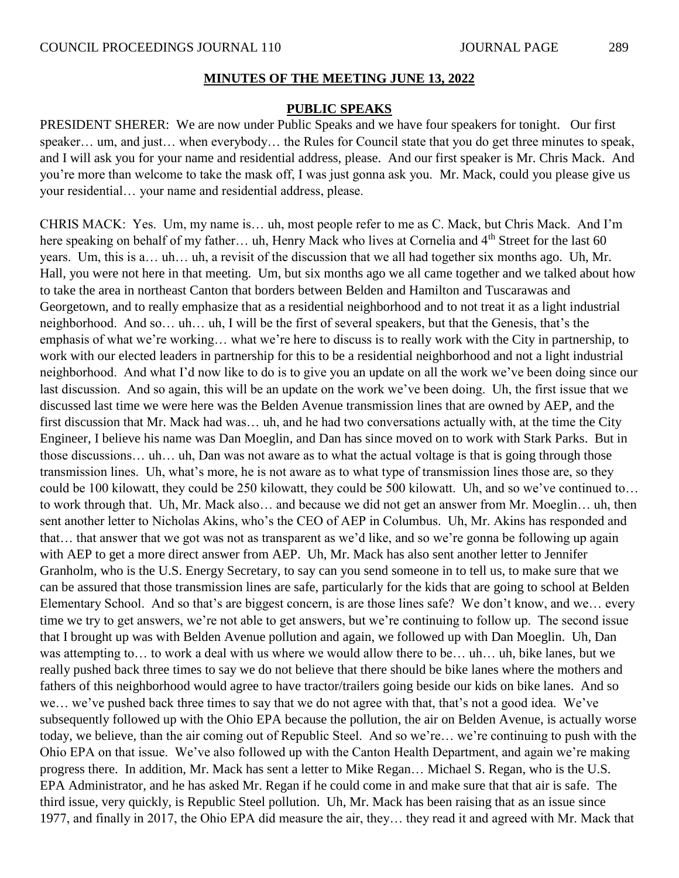**MINUTES OF THE MEETING JUNE 13, 2022**

**PUBLIC SPEAKS**

PRESIDENT SHERER: We are now under Public Speaks and we have four speakers for tonight. Our first speaker… um, and just… when everybody… the Rules for Council state that you do get three minutes to speak, and I will ask you for your name and residential address, please. And our first speaker is Mr. Chris Mack. And you're more than welcome to take the mask off, I was just gonna ask you. Mr. Mack, could you please give us your residential… your name and residential address, please.

CHRIS MACK: Yes. Um, my name is… uh, most people refer to me as C. Mack, but Chris Mack. And I'm here speaking on behalf of my father… uh, Henry Mack who lives at Cornelia and 4th Street for the last 60 years. Um, this is a… uh… uh, a revisit of the discussion that we all had together six months ago. Uh, Mr. Hall, you were not here in that meeting. Um, but six months ago we all came together and we talked about how to take the area in northeast Canton that borders between Belden and Hamilton and Tuscarawas and Georgetown, and to really emphasize that as a residential neighborhood and to not treat it as a light industrial neighborhood. And so… uh… uh, I will be the first of several speakers, but that the Genesis, that's the emphasis of what we're working… what we're here to discuss is to really work with the City in partnership, to work with our elected leaders in partnership for this to be a residential neighborhood and not a light industrial neighborhood. And what I'd now like to do is to give you an update on all the work we've been doing since our last discussion. And so again, this will be an update on the work we've been doing. Uh, the first issue that we discussed last time we were here was the Belden Avenue transmission lines that are owned by AEP, and the first discussion that Mr. Mack had was… uh, and he had two conversations actually with, at the time the City Engineer, I believe his name was Dan Moeglin, and Dan has since moved on to work with Stark Parks. But in those discussions… uh… uh, Dan was not aware as to what the actual voltage is that is going through those transmission lines. Uh, what's more, he is not aware as to what type of transmission lines those are, so they could be 100 kilowatt, they could be 250 kilowatt, they could be 500 kilowatt. Uh, and so we've continued to… to work through that. Uh, Mr. Mack also… and because we did not get an answer from Mr. Moeglin… uh, then sent another letter to Nicholas Akins, who's the CEO of AEP in Columbus. Uh, Mr. Akins has responded and that… that answer that we got was not as transparent as we'd like, and so we're gonna be following up again with AEP to get a more direct answer from AEP. Uh, Mr. Mack has also sent another letter to Jennifer Granholm, who is the U.S. Energy Secretary, to say can you send someone in to tell us, to make sure that we can be assured that those transmission lines are safe, particularly for the kids that are going to school at Belden Elementary School. And so that's are biggest concern, is are those lines safe? We don't know, and we… every time we try to get answers, we're not able to get answers, but we're continuing to follow up. The second issue that I brought up was with Belden Avenue pollution and again, we followed up with Dan Moeglin. Uh, Dan was attempting to… to work a deal with us where we would allow there to be… uh… uh, bike lanes, but we really pushed back three times to say we do not believe that there should be bike lanes where the mothers and fathers of this neighborhood would agree to have tractor/trailers going beside our kids on bike lanes. And so we… we've pushed back three times to say that we do not agree with that, that's not a good idea. We've subsequently followed up with the Ohio EPA because the pollution, the air on Belden Avenue, is actually worse today, we believe, than the air coming out of Republic Steel. And so we're… we're continuing to push with the Ohio EPA on that issue. We've also followed up with the Canton Health Department, and again we're making progress there. In addition, Mr. Mack has sent a letter to Mike Regan… Michael S. Regan, who is the U.S. EPA Administrator, and he has asked Mr. Regan if he could come in and make sure that that air is safe. The third issue, very quickly, is Republic Steel pollution. Uh, Mr. Mack has been raising that as an issue since 1977, and finally in 2017, the Ohio EPA did measure the air, they… they read it and agreed with Mr. Mack that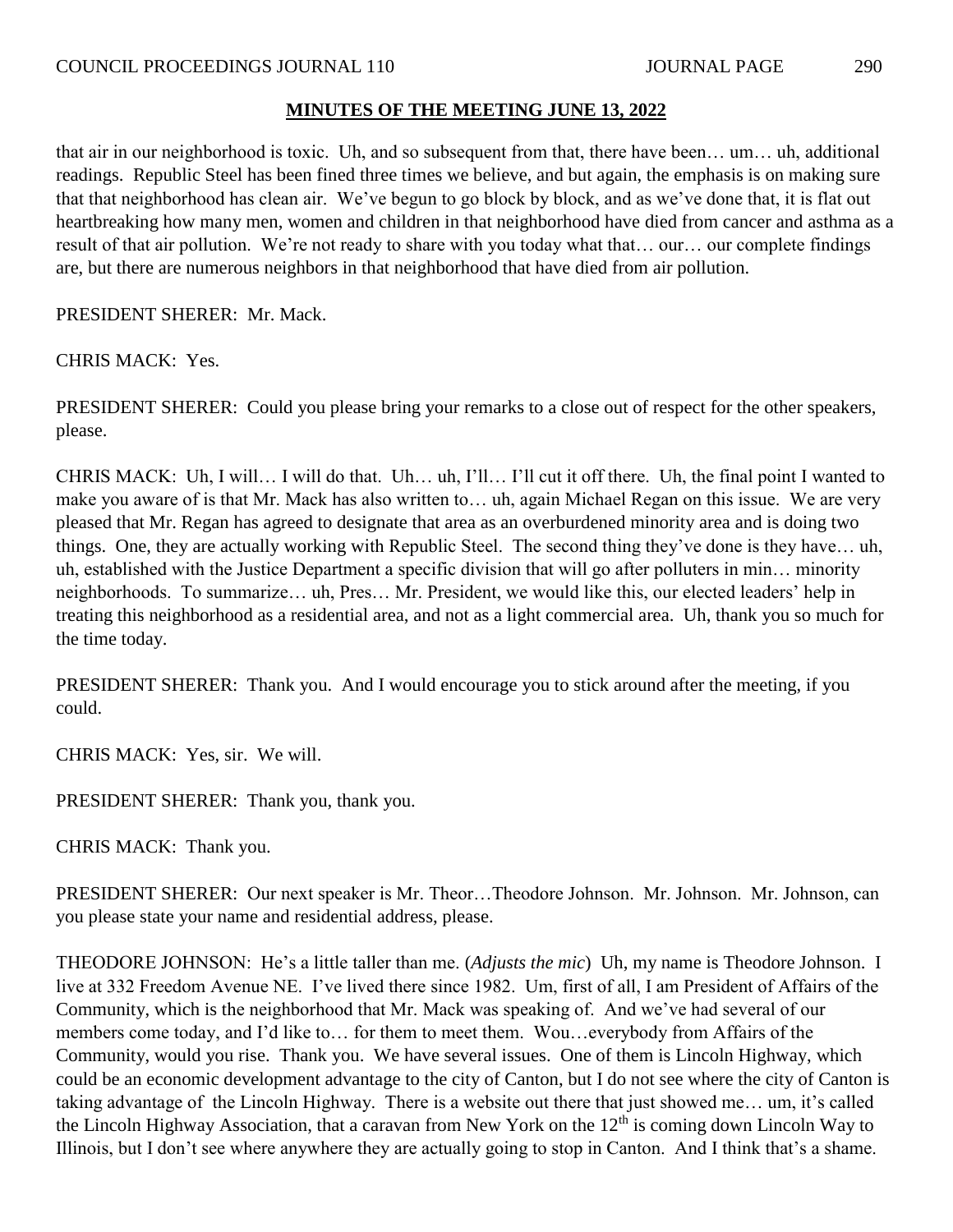**MINUTES OF THE MEETING JUNE 13, 2022**

that air in our neighborhood is toxic. Uh, and so subsequent from that, there have been… um… uh, additional readings. Republic Steel has been fined three times we believe, and but again, the emphasis is on making sure that that neighborhood has clean air. We've begun to go block by block, and as we've done that, it is flat out heartbreaking how many men, women and children in that neighborhood have died from cancer and asthma as a result of that air pollution. We're not ready to share with you today what that… our… our complete findings are, but there are numerous neighbors in that neighborhood that have died from air pollution.

PRESIDENT SHERER: Mr. Mack.

CHRIS MACK: Yes.

PRESIDENT SHERER: Could you please bring your remarks to a close out of respect for the other speakers, please.

CHRIS MACK: Uh, I will… I will do that. Uh… uh, I'll… I'll cut it off there. Uh, the final point I wanted to make you aware of is that Mr. Mack has also written to… uh, again Michael Regan on this issue. We are very pleased that Mr. Regan has agreed to designate that area as an overburdened minority area and is doing two things. One, they are actually working with Republic Steel. The second thing they've done is they have… uh, uh, established with the Justice Department a specific division that will go after polluters in min… minority neighborhoods. To summarize… uh, Pres… Mr. President, we would like this, our elected leaders' help in treating this neighborhood as a residential area, and not as a light commercial area. Uh, thank you so much for the time today.

PRESIDENT SHERER: Thank you. And I would encourage you to stick around after the meeting, if you could.

CHRIS MACK: Yes, sir. We will.

PRESIDENT SHERER: Thank you, thank you.

CHRIS MACK: Thank you.

PRESIDENT SHERER: Our next speaker is Mr. Theor…Theodore Johnson. Mr. Johnson. Mr. Johnson, can you please state your name and residential address, please.

THEODORE JOHNSON: He's a little taller than me. (*Adjusts the mic*) Uh, my name is Theodore Johnson. I live at 332 Freedom Avenue NE. I've lived there since 1982. Um, first of all, I am President of Affairs of the Community, which is the neighborhood that Mr. Mack was speaking of. And we've had several of our members come today, and I'd like to… for them to meet them. Wou…everybody from Affairs of the Community, would you rise. Thank you. We have several issues. One of them is Lincoln Highway, which could be an economic development advantage to the city of Canton, but I do not see where the city of Canton is taking advantage of the Lincoln Highway. There is a website out there that just showed me… um, it's called the Lincoln Highway Association, that a caravan from New York on the 12th is coming down Lincoln Way to Illinois, but I don't see where anywhere they are actually going to stop in Canton. And I think that's a shame.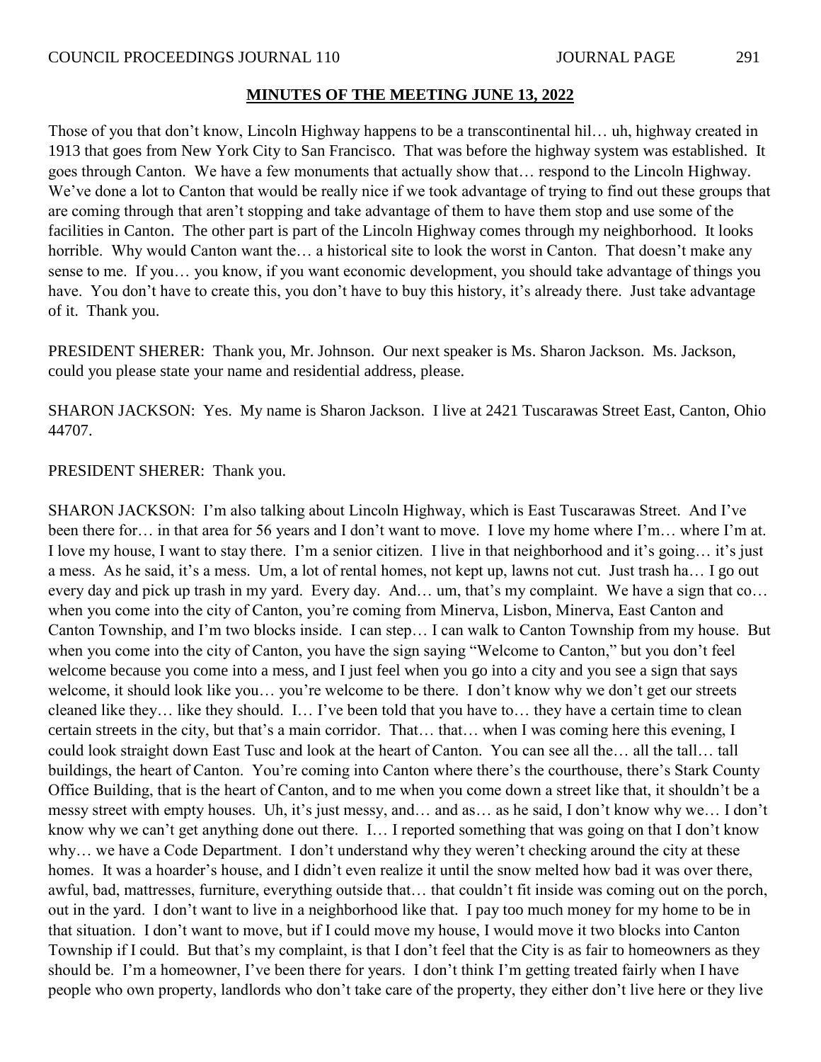**MINUTES OF THE MEETING JUNE 13, 2022**

Those of you that don't know, Lincoln Highway happens to be a transcontinental hil… uh, highway created in 1913 that goes from New York City to San Francisco. That was before the highway system was established. It goes through Canton. We have a few monuments that actually show that… respond to the Lincoln Highway. We've done a lot to Canton that would be really nice if we took advantage of trying to find out these groups that are coming through that aren't stopping and take advantage of them to have them stop and use some of the facilities in Canton. The other part is part of the Lincoln Highway comes through my neighborhood. It looks horrible. Why would Canton want the… a historical site to look the worst in Canton. That doesn't make any sense to me. If you… you know, if you want economic development, you should take advantage of things you have. You don't have to create this, you don't have to buy this history, it's already there. Just take advantage of it. Thank you.

PRESIDENT SHERER: Thank you, Mr. Johnson. Our next speaker is Ms. Sharon Jackson. Ms. Jackson, could you please state your name and residential address, please.

SHARON JACKSON: Yes. My name is Sharon Jackson. I live at 2421 Tuscarawas Street East, Canton, Ohio 44707.

PRESIDENT SHERER: Thank you.

SHARON JACKSON: I'm also talking about Lincoln Highway, which is East Tuscarawas Street. And I've been there for… in that area for 56 years and I don't want to move. I love my home where I'm… where I'm at. I love my house, I want to stay there. I'm a senior citizen. I live in that neighborhood and it's going… it's just a mess. As he said, it's a mess. Um, a lot of rental homes, not kept up, lawns not cut. Just trash ha… I go out every day and pick up trash in my yard. Every day. And… um, that's my complaint. We have a sign that co… when you come into the city of Canton, you're coming from Minerva, Lisbon, Minerva, East Canton and Canton Township, and I'm two blocks inside. I can step… I can walk to Canton Township from my house. But when you come into the city of Canton, you have the sign saying "Welcome to Canton," but you don't feel welcome because you come into a mess, and I just feel when you go into a city and you see a sign that says welcome, it should look like you… you're welcome to be there. I don't know why we don't get our streets cleaned like they… like they should. I… I've been told that you have to… they have a certain time to clean certain streets in the city, but that's a main corridor. That… that… when I was coming here this evening, I could look straight down East Tusc and look at the heart of Canton. You can see all the… all the tall… tall buildings, the heart of Canton. You're coming into Canton where there's the courthouse, there's Stark County Office Building, that is the heart of Canton, and to me when you come down a street like that, it shouldn't be a messy street with empty houses. Uh, it's just messy, and… and as… as he said, I don't know why we… I don't know why we can't get anything done out there. I… I reported something that was going on that I don't know why… we have a Code Department. I don't understand why they weren't checking around the city at these homes. It was a hoarder's house, and I didn't even realize it until the snow melted how bad it was over there, awful, bad, mattresses, furniture, everything outside that… that couldn't fit inside was coming out on the porch, out in the yard. I don't want to live in a neighborhood like that. I pay too much money for my home to be in that situation. I don't want to move, but if I could move my house, I would move it two blocks into Canton Township if I could. But that's my complaint, is that I don't feel that the City is as fair to homeowners as they should be. I'm a homeowner, I've been there for years. I don't think I'm getting treated fairly when I have people who own property, landlords who don't take care of the property, they either don't live here or they live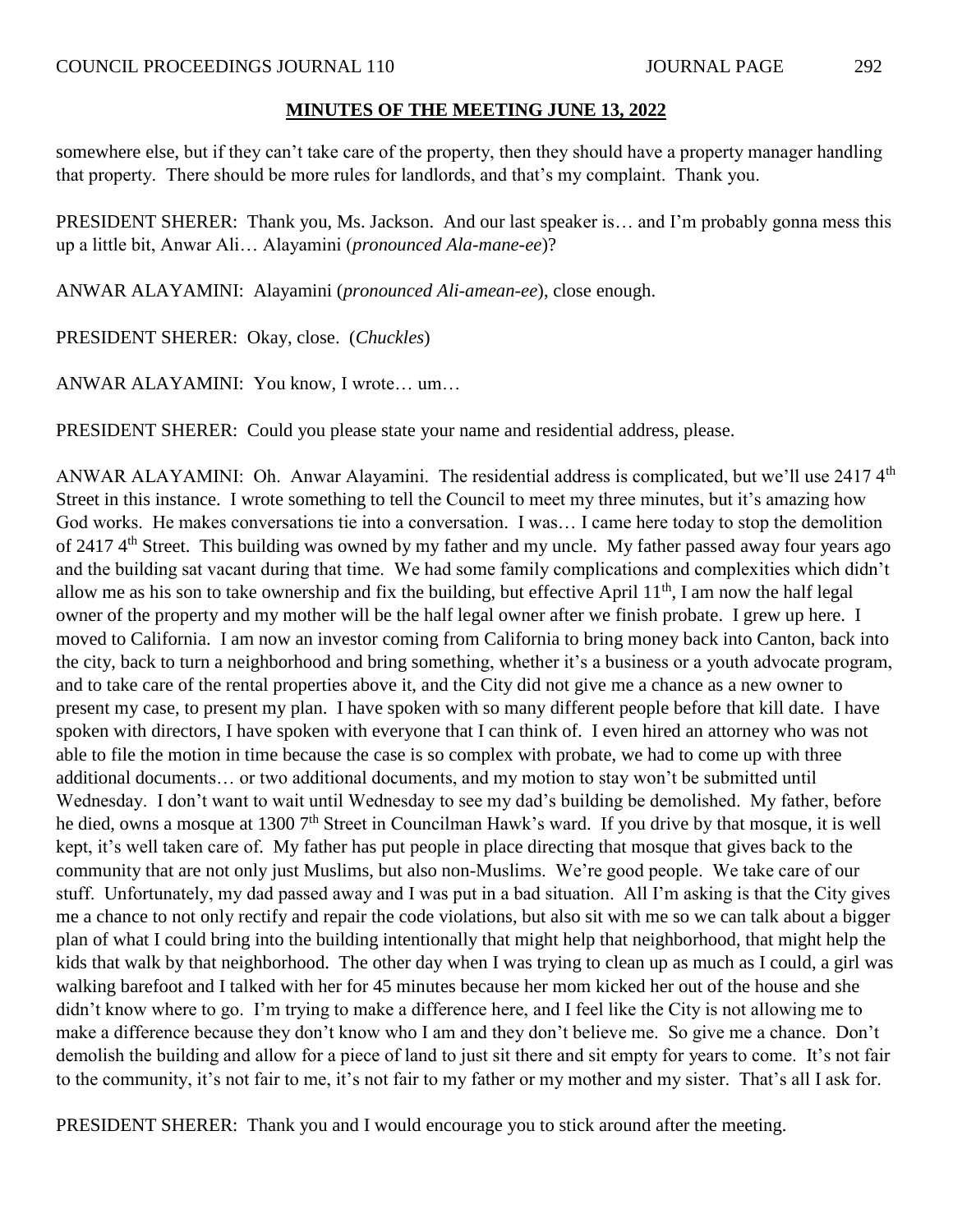## MINUTES OF THE MEETING JUNE 13, 2022

somewhere else, but if they can't take care of the property, then they should have a property manager handling that property. There should be more rules for landlords, and that's my complaint. Thank you.

PRESIDENT SHERER: Thank you, Ms. Jackson. And our last speaker is… and I'm probably gonna mess this up a little bit, Anwar Ali… Alayamini (*pronounced Ala-mane-ee*)?

ANWAR ALAYAMINI: Alayamini (*pronounced Ali-amean-ee*), close enough.

PRESIDENT SHERER: Okay, close. (*Chuckles*)

ANWAR ALAYAMINI: You know, I wrote… um…

PRESIDENT SHERER: Could you please state your name and residential address, please.

ANWAR ALAYAMINI: Oh. Anwar Alayamini. The residential address is complicated, but we'll use 2417 4th Street in this instance. I wrote something to tell the Council to meet my three minutes, but it's amazing how God works. He makes conversations tie into a conversation. I was… I came here today to stop the demolition of 2417 4th Street. This building was owned by my father and my uncle. My father passed away four years ago and the building sat vacant during that time. We had some family complications and complexities which didn't allow me as his son to take ownership and fix the building, but effective April 11th, I am now the half legal owner of the property and my mother will be the half legal owner after we finish probate. I grew up here. I moved to California. I am now an investor coming from California to bring money back into Canton, back into the city, back to turn a neighborhood and bring something, whether it's a business or a youth advocate program, and to take care of the rental properties above it, and the City did not give me a chance as a new owner to present my case, to present my plan. I have spoken with so many different people before that kill date. I have spoken with directors, I have spoken with everyone that I can think of. I even hired an attorney who was not able to file the motion in time because the case is so complex with probate, we had to come up with three additional documents… or two additional documents, and my motion to stay won't be submitted until Wednesday. I don't want to wait until Wednesday to see my dad's building be demolished. My father, before he died, owns a mosque at 1300 7th Street in Councilman Hawk's ward. If you drive by that mosque, it is well kept, it's well taken care of. My father has put people in place directing that mosque that gives back to the community that are not only just Muslims, but also non-Muslims. We're good people. We take care of our stuff. Unfortunately, my dad passed away and I was put in a bad situation. All I'm asking is that the City gives me a chance to not only rectify and repair the code violations, but also sit with me so we can talk about a bigger plan of what I could bring into the building intentionally that might help that neighborhood, that might help the kids that walk by that neighborhood. The other day when I was trying to clean up as much as I could, a girl was walking barefoot and I talked with her for 45 minutes because her mom kicked her out of the house and she didn't know where to go. I'm trying to make a difference here, and I feel like the City is not allowing me to make a difference because they don't know who I am and they don't believe me. So give me a chance. Don't demolish the building and allow for a piece of land to just sit there and sit empty for years to come. It's not fair to the community, it's not fair to me, it's not fair to my father or my mother and my sister. That's all I ask for.

PRESIDENT SHERER: Thank you and I would encourage you to stick around after the meeting.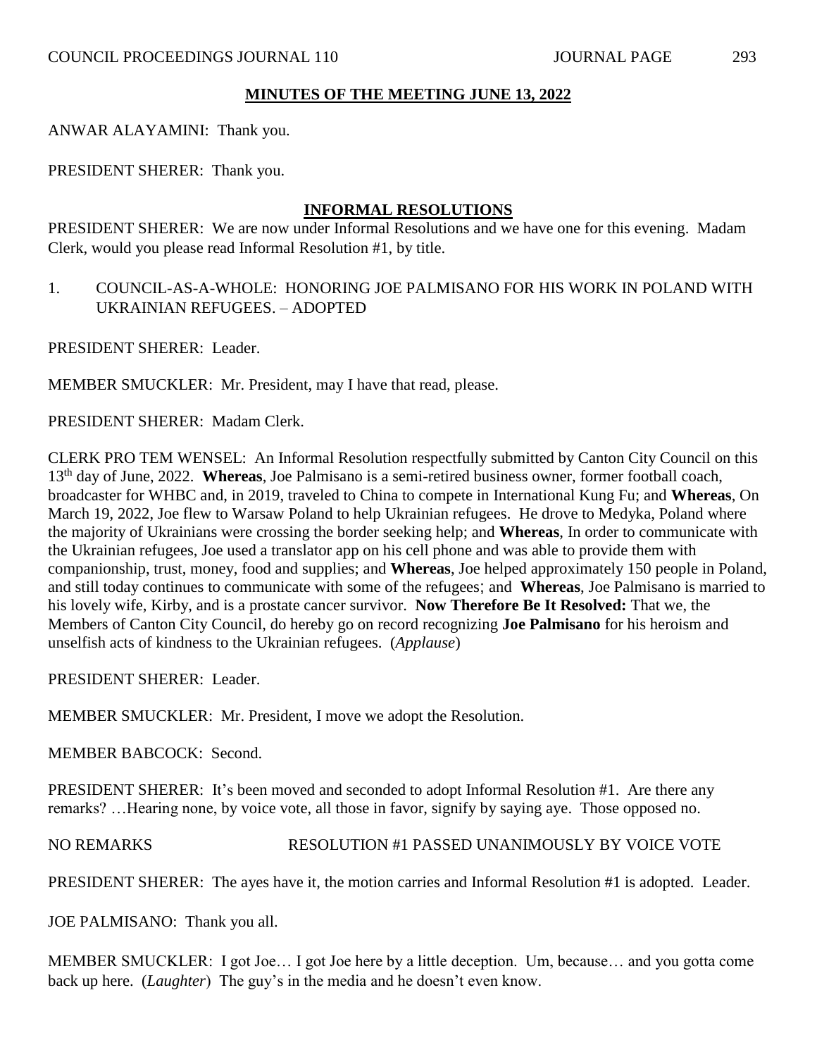**MINUTES OF THE MEETING JUNE 13, 2022**

ANWAR ALAYAMINI: Thank you.

PRESIDENT SHERER: Thank you.

## INFORMAL RESOLUTIONS

PRESIDENT SHERER: We are now under Informal Resolutions and we have one for this evening. Madam Clerk, would you please read Informal Resolution #1, by title.

1. COUNCIL-AS-A-WHOLE: HONORING JOE PALMISANO FOR HIS WORK IN POLAND WITH UKRAINIAN REFUGEES. – ADOPTED

PRESIDENT SHERER: Leader.

MEMBER SMUCKLER: Mr. President, may I have that read, please.

PRESIDENT SHERER: Madam Clerk.

CLERK PRO TEM WENSEL: An Informal Resolution respectfully submitted by Canton City Council on this 13th day of June, 2022. **Whereas**, Joe Palmisano is a semi-retired business owner, former football coach, broadcaster for WHBC and, in 2019, traveled to China to compete in International Kung Fu; and **Whereas**, On March 19, 2022, Joe flew to Warsaw Poland to help Ukrainian refugees. He drove to Medyka, Poland where the majority of Ukrainians were crossing the border seeking help; and **Whereas**, In order to communicate with the Ukrainian refugees, Joe used a translator app on his cell phone and was able to provide them with companionship, trust, money, food and supplies; and **Whereas**, Joe helped approximately 150 people in Poland, and still today continues to communicate with some of the refugees; and **Whereas**, Joe Palmisano is married to his lovely wife, Kirby, and is a prostate cancer survivor. **Now Therefore Be It Resolved:** That we, the Members of Canton City Council, do hereby go on record recognizing **Joe Palmisano** for his heroism and unselfish acts of kindness to the Ukrainian refugees. (*Applause*)

PRESIDENT SHERER: Leader.

MEMBER SMUCKLER: Mr. President, I move we adopt the Resolution.

MEMBER BABCOCK: Second.

PRESIDENT SHERER: It's been moved and seconded to adopt Informal Resolution #1. Are there any remarks? …Hearing none, by voice vote, all those in favor, signify by saying aye. Those opposed no.

NO REMARKS RESOLUTION #1 PASSED UNANIMOUSLY BY VOICE VOTE

PRESIDENT SHERER: The ayes have it, the motion carries and Informal Resolution #1 is adopted. Leader.

JOE PALMISANO: Thank you all.

MEMBER SMUCKLER: I got Joe… I got Joe here by a little deception. Um, because… and you gotta come back up here. (*Laughter*) The guy's in the media and he doesn't even know.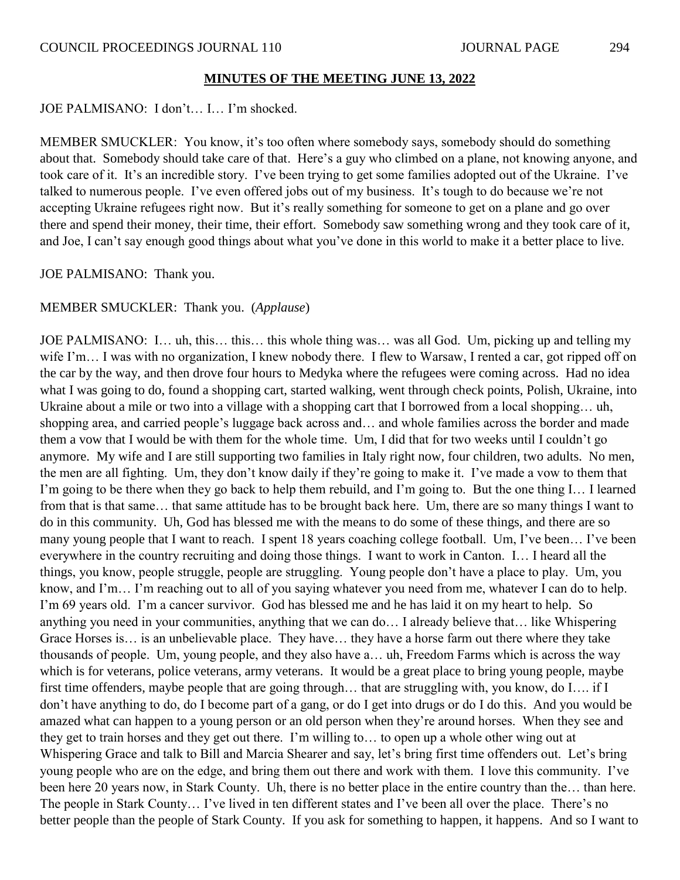**MINUTES OF THE MEETING JUNE 13, 2022**

JOE PALMISANO: I don't… I… I'm shocked.

MEMBER SMUCKLER: You know, it's too often where somebody says, somebody should do something about that. Somebody should take care of that. Here's a guy who climbed on a plane, not knowing anyone, and took care of it. It's an incredible story. I've been trying to get some families adopted out of the Ukraine. I've talked to numerous people. I've even offered jobs out of my business. It's tough to do because we're not accepting Ukraine refugees right now. But it's really something for someone to get on a plane and go over there and spend their money, their time, their effort. Somebody saw something wrong and they took care of it, and Joe, I can't say enough good things about what you've done in this world to make it a better place to live.

JOE PALMISANO: Thank you.

MEMBER SMUCKLER: Thank you. (*Applause*)

JOE PALMISANO: I… uh, this… this… this whole thing was… was all God. Um, picking up and telling my wife I'm… I was with no organization, I knew nobody there. I flew to Warsaw, I rented a car, got ripped off on the car by the way, and then drove four hours to Medyka where the refugees were coming across. Had no idea what I was going to do, found a shopping cart, started walking, went through check points, Polish, Ukraine, into Ukraine about a mile or two into a village with a shopping cart that I borrowed from a local shopping… uh, shopping area, and carried people's luggage back across and… and whole families across the border and made them a vow that I would be with them for the whole time. Um, I did that for two weeks until I couldn't go anymore. My wife and I are still supporting two families in Italy right now, four children, two adults. No men, the men are all fighting. Um, they don't know daily if they're going to make it. I've made a vow to them that I'm going to be there when they go back to help them rebuild, and I'm going to. But the one thing I… I learned from that is that same… that same attitude has to be brought back here. Um, there are so many things I want to do in this community. Uh, God has blessed me with the means to do some of these things, and there are so many young people that I want to reach. I spent 18 years coaching college football. Um, I've been… I've been everywhere in the country recruiting and doing those things. I want to work in Canton. I… I heard all the things, you know, people struggle, people are struggling. Young people don't have a place to play. Um, you know, and I'm… I'm reaching out to all of you saying whatever you need from me, whatever I can do to help. I'm 69 years old. I'm a cancer survivor. God has blessed me and he has laid it on my heart to help. So anything you need in your communities, anything that we can do… I already believe that… like Whispering Grace Horses is… is an unbelievable place. They have… they have a horse farm out there where they take thousands of people. Um, young people, and they also have a… uh, Freedom Farms which is across the way which is for veterans, police veterans, army veterans. It would be a great place to bring young people, maybe first time offenders, maybe people that are going through… that are struggling with, you know, do I…. if I don't have anything to do, do I become part of a gang, or do I get into drugs or do I do this. And you would be amazed what can happen to a young person or an old person when they're around horses. When they see and they get to train horses and they get out there. I'm willing to… to open up a whole other wing out at Whispering Grace and talk to Bill and Marcia Shearer and say, let's bring first time offenders out. Let's bring young people who are on the edge, and bring them out there and work with them. I love this community. I've been here 20 years now, in Stark County. Uh, there is no better place in the entire country than the… than here. The people in Stark County… I've lived in ten different states and I've been all over the place. There's no better people than the people of Stark County. If you ask for something to happen, it happens. And so I want to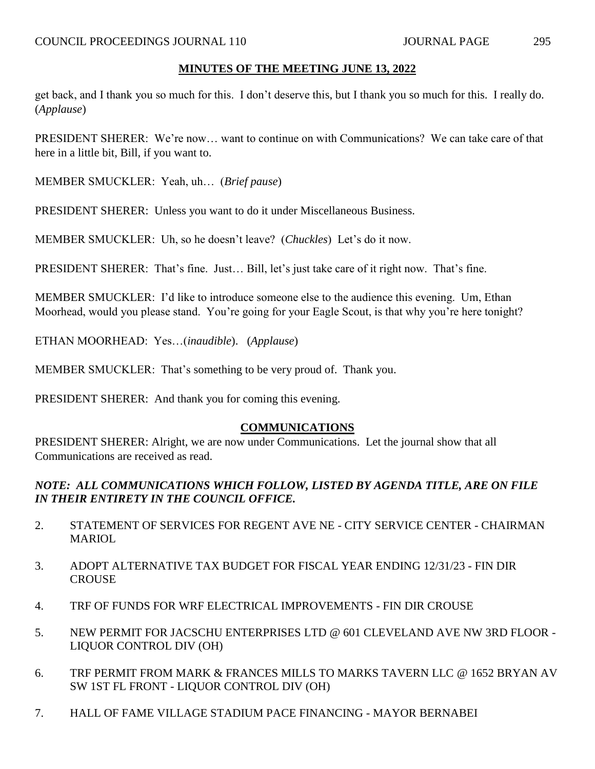**MINUTES OF THE MEETING JUNE 13, 2022**

get back, and I thank you so much for this. I don't deserve this, but I thank you so much for this. I really do. (*Applause*)

PRESIDENT SHERER: We're now… want to continue on with Communications? We can take care of that here in a little bit, Bill, if you want to.

MEMBER SMUCKLER: Yeah, uh… (*Brief pause*)

PRESIDENT SHERER: Unless you want to do it under Miscellaneous Business.

MEMBER SMUCKLER: Uh, so he doesn't leave? (*Chuckles*) Let's do it now.

PRESIDENT SHERER: That's fine. Just… Bill, let's just take care of it right now. That's fine.

MEMBER SMUCKLER: I'd like to introduce someone else to the audience this evening. Um, Ethan Moorhead, would you please stand. You're going for your Eagle Scout, is that why you're here tonight?

ETHAN MOORHEAD: Yes…(*inaudible*). (*Applause*)

MEMBER SMUCKLER: That's something to be very proud of. Thank you.

PRESIDENT SHERER: And thank you for coming this evening.

## COMMUNICATIONS

PRESIDENT SHERER: Alright, we are now under Communications. Let the journal show that all Communications are received as read.

***NOTE: ALL COMMUNICATIONS WHICH FOLLOW, LISTED BY AGENDA TITLE, ARE ON FILE IN THEIR ENTIRETY IN THE COUNCIL OFFICE.***

2. STATEMENT OF SERVICES FOR REGENT AVE NE - CITY SERVICE CENTER - CHAIRMAN MARIOL

3. ADOPT ALTERNATIVE TAX BUDGET FOR FISCAL YEAR ENDING 12/31/23 - FIN DIR CROUSE

4. TRF OF FUNDS FOR WRF ELECTRICAL IMPROVEMENTS - FIN DIR CROUSE

5. NEW PERMIT FOR JACSCHU ENTERPRISES LTD @ 601 CLEVELAND AVE NW 3RD FLOOR - LIQUOR CONTROL DIV (OH)

6. TRF PERMIT FROM MARK & FRANCES MILLS TO MARKS TAVERN LLC @ 1652 BRYAN AV SW 1ST FL FRONT - LIQUOR CONTROL DIV (OH)

7. HALL OF FAME VILLAGE STADIUM PACE FINANCING - MAYOR BERNABEI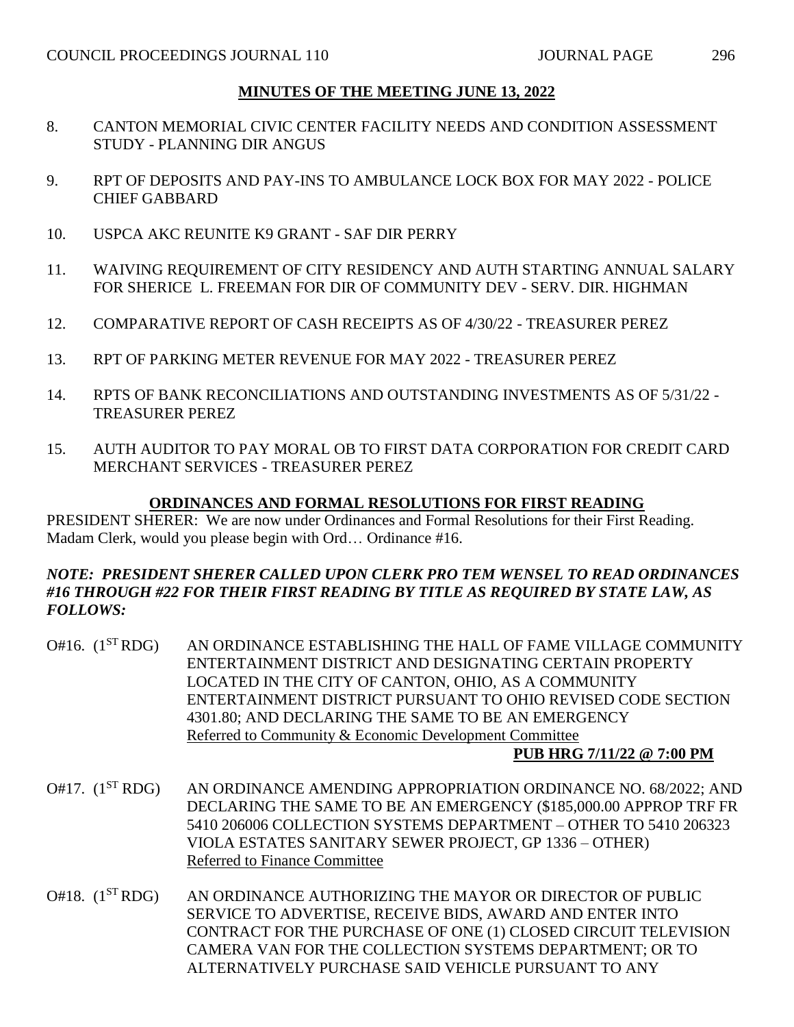## MINUTES OF THE MEETING JUNE 13, 2022

8. CANTON MEMORIAL CIVIC CENTER FACILITY NEEDS AND CONDITION ASSESSMENT STUDY - PLANNING DIR ANGUS

9. RPT OF DEPOSITS AND PAY-INS TO AMBULANCE LOCK BOX FOR MAY 2022 - POLICE CHIEF GABBARD

10. USPCA AKC REUNITE K9 GRANT - SAF DIR PERRY

11. WAIVING REQUIREMENT OF CITY RESIDENCY AND AUTH STARTING ANNUAL SALARY FOR SHERICE L. FREEMAN FOR DIR OF COMMUNITY DEV - SERV. DIR. HIGHMAN

12. COMPARATIVE REPORT OF CASH RECEIPTS AS OF 4/30/22 - TREASURER PEREZ

13. RPT OF PARKING METER REVENUE FOR MAY 2022 - TREASURER PEREZ

14. RPTS OF BANK RECONCILIATIONS AND OUTSTANDING INVESTMENTS AS OF 5/31/22 - TREASURER PEREZ

15. AUTH AUDITOR TO PAY MORAL OB TO FIRST DATA CORPORATION FOR CREDIT CARD MERCHANT SERVICES - TREASURER PEREZ

## ORDINANCES AND FORMAL RESOLUTIONS FOR FIRST READING

PRESIDENT SHERER: We are now under Ordinances and Formal Resolutions for their First Reading. Madam Clerk, would you please begin with Ord… Ordinance #16.

***NOTE: PRESIDENT SHERER CALLED UPON CLERK PRO TEM WENSEL TO READ ORDINANCES #16 THROUGH #22 FOR THEIR FIRST READING BY TITLE AS REQUIRED BY STATE LAW, AS FOLLOWS:***

O#16. (1ST RDG) AN ORDINANCE ESTABLISHING THE HALL OF FAME VILLAGE COMMUNITY ENTERTAINMENT DISTRICT AND DESIGNATING CERTAIN PROPERTY LOCATED IN THE CITY OF CANTON, OHIO, AS A COMMUNITY ENTERTAINMENT DISTRICT PURSUANT TO OHIO REVISED CODE SECTION 4301.80; AND DECLARING THE SAME TO BE AN EMERGENCY
Referred to Community & Economic Development Committee
**PUB HRG 7/11/22 @ 7:00 PM**

O#17. (1ST RDG) AN ORDINANCE AMENDING APPROPRIATION ORDINANCE NO. 68/2022; AND DECLARING THE SAME TO BE AN EMERGENCY ($185,000.00 APPROP TRF FR 5410 206006 COLLECTION SYSTEMS DEPARTMENT – OTHER TO 5410 206323 VIOLA ESTATES SANITARY SEWER PROJECT, GP 1336 – OTHER)
Referred to Finance Committee

O#18. (1ST RDG) AN ORDINANCE AUTHORIZING THE MAYOR OR DIRECTOR OF PUBLIC SERVICE TO ADVERTISE, RECEIVE BIDS, AWARD AND ENTER INTO CONTRACT FOR THE PURCHASE OF ONE (1) CLOSED CIRCUIT TELEVISION CAMERA VAN FOR THE COLLECTION SYSTEMS DEPARTMENT; OR TO ALTERNATIVELY PURCHASE SAID VEHICLE PURSUANT TO ANY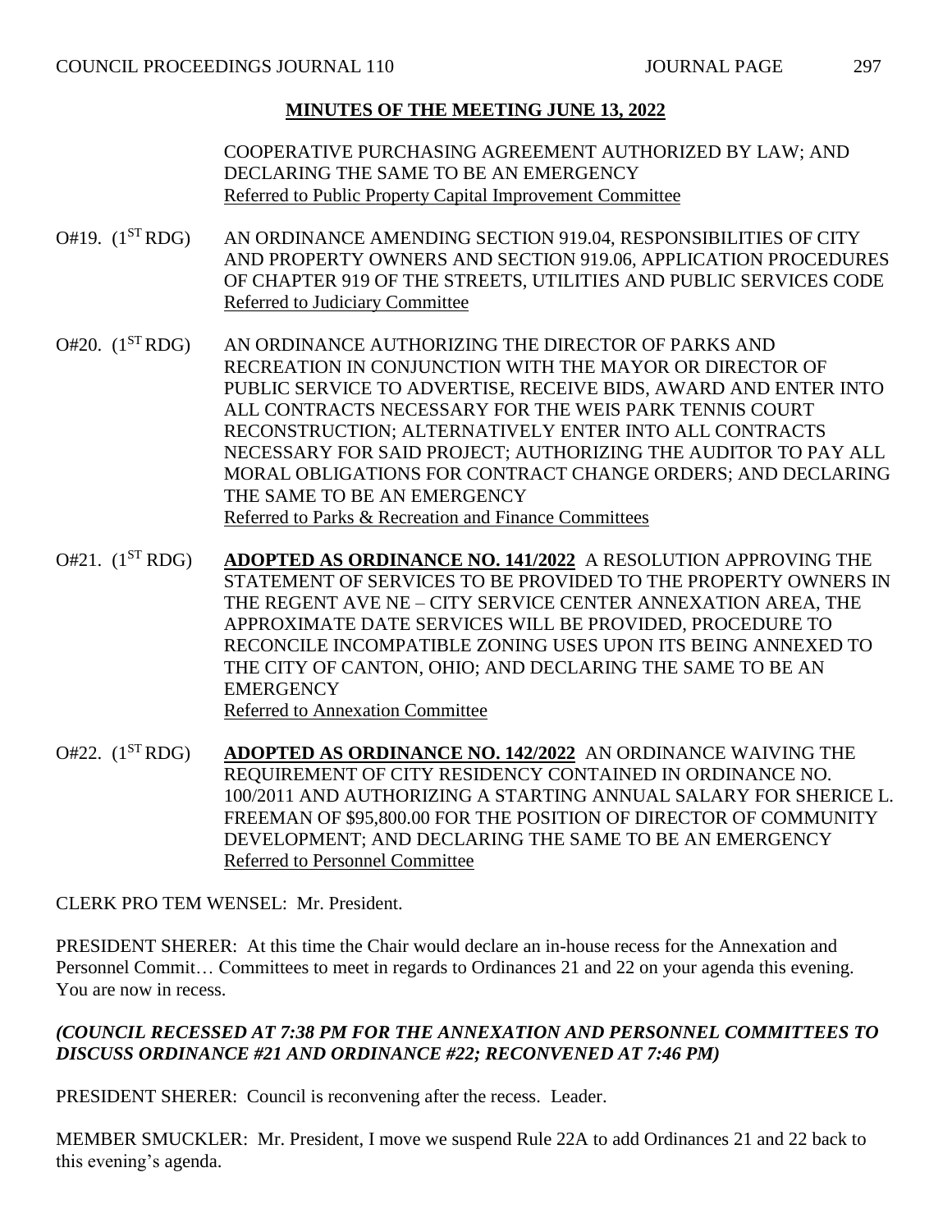## MINUTES OF THE MEETING JUNE 13, 2022

COOPERATIVE PURCHASING AGREEMENT AUTHORIZED BY LAW; AND DECLARING THE SAME TO BE AN EMERGENCY
Referred to Public Property Capital Improvement Committee

O#19. ($1^{ST}$ RDG) AN ORDINANCE AMENDING SECTION 919.04, RESPONSIBILITIES OF CITY AND PROPERTY OWNERS AND SECTION 919.06, APPLICATION PROCEDURES OF CHAPTER 919 OF THE STREETS, UTILITIES AND PUBLIC SERVICES CODE
Referred to Judiciary Committee

O#20. ($1^{ST}$ RDG) AN ORDINANCE AUTHORIZING THE DIRECTOR OF PARKS AND RECREATION IN CONJUNCTION WITH THE MAYOR OR DIRECTOR OF PUBLIC SERVICE TO ADVERTISE, RECEIVE BIDS, AWARD AND ENTER INTO ALL CONTRACTS NECESSARY FOR THE WEIS PARK TENNIS COURT RECONSTRUCTION; ALTERNATIVELY ENTER INTO ALL CONTRACTS NECESSARY FOR SAID PROJECT; AUTHORIZING THE AUDITOR TO PAY ALL MORAL OBLIGATIONS FOR CONTRACT CHANGE ORDERS; AND DECLARING THE SAME TO BE AN EMERGENCY
Referred to Parks & Recreation and Finance Committees

O#21. ($1^{ST}$ RDG) **ADOPTED AS ORDINANCE NO. 141/2022** A RESOLUTION APPROVING THE STATEMENT OF SERVICES TO BE PROVIDED TO THE PROPERTY OWNERS IN THE REGENT AVE NE – CITY SERVICE CENTER ANNEXATION AREA, THE APPROXIMATE DATE SERVICES WILL BE PROVIDED, PROCEDURE TO RECONCILE INCOMPATIBLE ZONING USES UPON ITS BEING ANNEXED TO THE CITY OF CANTON, OHIO; AND DECLARING THE SAME TO BE AN EMERGENCY
Referred to Annexation Committee

O#22. ($1^{ST}$ RDG) **ADOPTED AS ORDINANCE NO. 142/2022** AN ORDINANCE WAIVING THE REQUIREMENT OF CITY RESIDENCY CONTAINED IN ORDINANCE NO. 100/2011 AND AUTHORIZING A STARTING ANNUAL SALARY FOR SHERICE L. FREEMAN OF $95,800.00 FOR THE POSITION OF DIRECTOR OF COMMUNITY DEVELOPMENT; AND DECLARING THE SAME TO BE AN EMERGENCY
Referred to Personnel Committee

CLERK PRO TEM WENSEL: Mr. President.

PRESIDENT SHERER: At this time the Chair would declare an in-house recess for the Annexation and Personnel Commit… Committees to meet in regards to Ordinances 21 and 22 on your agenda this evening. You are now in recess.

***(COUNCIL RECESSED AT 7:38 PM FOR THE ANNEXATION AND PERSONNEL COMMITTEES TO DISCUSS ORDINANCE #21 AND ORDINANCE #22; RECONVENED AT 7:46 PM)***

PRESIDENT SHERER: Council is reconvening after the recess. Leader.

MEMBER SMUCKLER: Mr. President, I move we suspend Rule 22A to add Ordinances 21 and 22 back to this evening's agenda.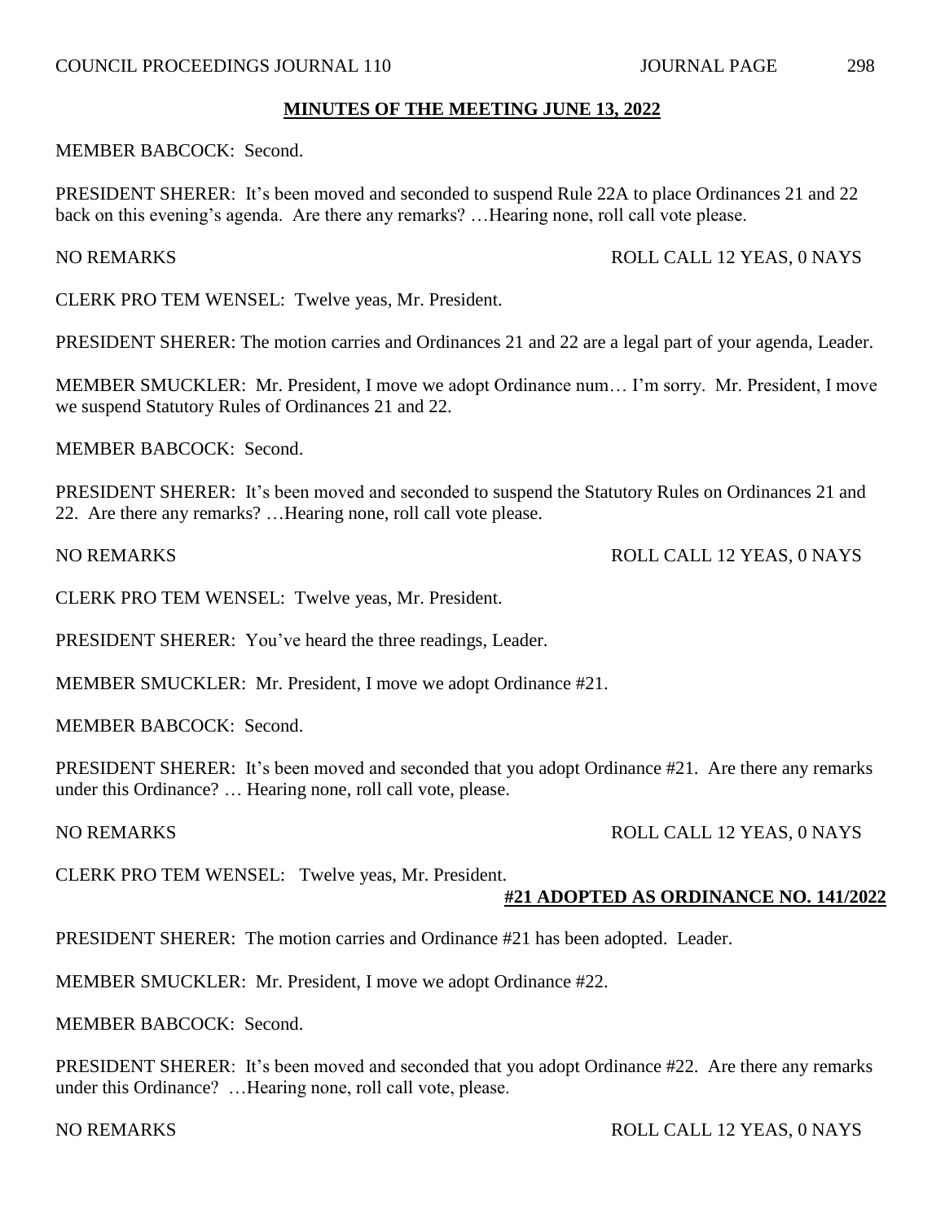**MINUTES OF THE MEETING JUNE 13, 2022**

MEMBER BABCOCK: Second.

PRESIDENT SHERER: It's been moved and seconded to suspend Rule 22A to place Ordinances 21 and 22 back on this evening's agenda. Are there any remarks? …Hearing none, roll call vote please.

NO REMARKS ROLL CALL 12 YEAS, 0 NAYS

CLERK PRO TEM WENSEL: Twelve yeas, Mr. President.

PRESIDENT SHERER: The motion carries and Ordinances 21 and 22 are a legal part of your agenda, Leader.

MEMBER SMUCKLER: Mr. President, I move we adopt Ordinance num… I'm sorry. Mr. President, I move we suspend Statutory Rules of Ordinances 21 and 22.

MEMBER BABCOCK: Second.

PRESIDENT SHERER: It's been moved and seconded to suspend the Statutory Rules on Ordinances 21 and 22. Are there any remarks? …Hearing none, roll call vote please.

NO REMARKS ROLL CALL 12 YEAS, 0 NAYS

CLERK PRO TEM WENSEL: Twelve yeas, Mr. President.

PRESIDENT SHERER: You've heard the three readings, Leader.

MEMBER SMUCKLER: Mr. President, I move we adopt Ordinance #21.

MEMBER BABCOCK: Second.

PRESIDENT SHERER: It's been moved and seconded that you adopt Ordinance #21. Are there any remarks under this Ordinance? … Hearing none, roll call vote, please.

NO REMARKS ROLL CALL 12 YEAS, 0 NAYS

CLERK PRO TEM WENSEL: Twelve yeas, Mr. President.

**#21 ADOPTED AS ORDINANCE NO. 141/2022**

PRESIDENT SHERER: The motion carries and Ordinance #21 has been adopted. Leader.

MEMBER SMUCKLER: Mr. President, I move we adopt Ordinance #22.

MEMBER BABCOCK: Second.

PRESIDENT SHERER: It's been moved and seconded that you adopt Ordinance #22. Are there any remarks under this Ordinance? …Hearing none, roll call vote, please.

NO REMARKS ROLL CALL 12 YEAS, 0 NAYS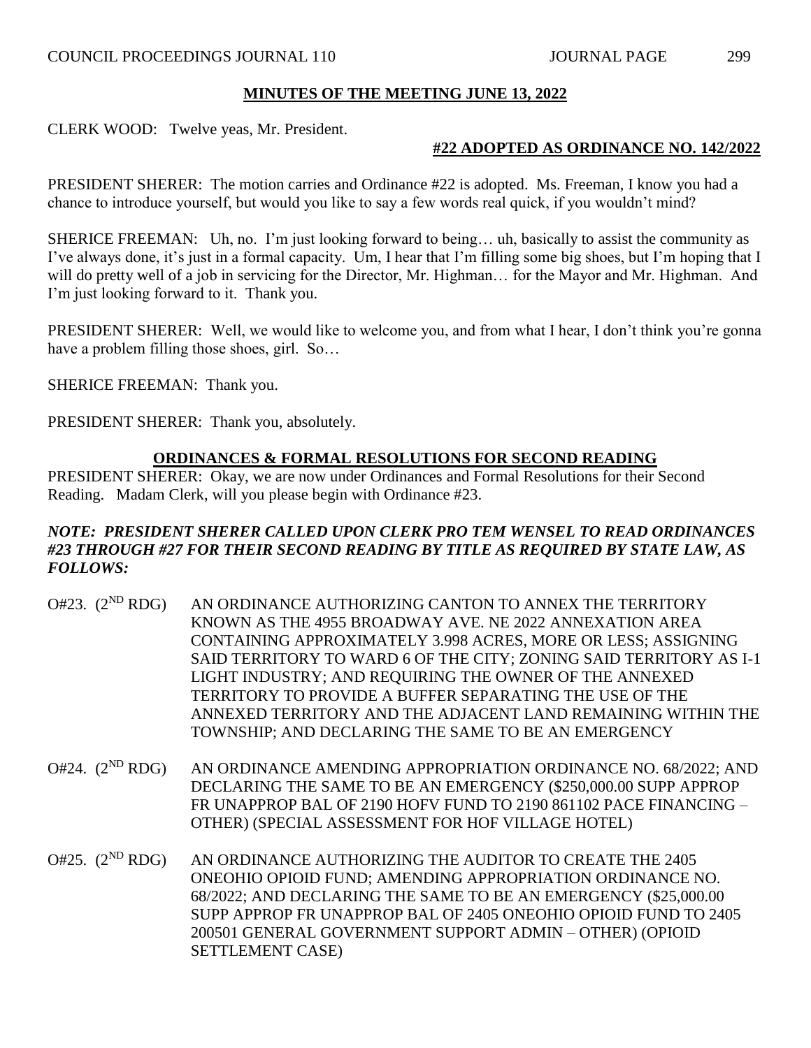## MINUTES OF THE MEETING JUNE 13, 2022

CLERK WOOD: Twelve yeas, Mr. President.

**#22 ADOPTED AS ORDINANCE NO. 142/2022**

PRESIDENT SHERER: The motion carries and Ordinance #22 is adopted. Ms. Freeman, I know you had a chance to introduce yourself, but would you like to say a few words real quick, if you wouldn't mind?

SHERICE FREEMAN: Uh, no. I'm just looking forward to being… uh, basically to assist the community as I've always done, it's just in a formal capacity. Um, I hear that I'm filling some big shoes, but I'm hoping that I will do pretty well of a job in servicing for the Director, Mr. Highman… for the Mayor and Mr. Highman. And I'm just looking forward to it. Thank you.

PRESIDENT SHERER: Well, we would like to welcome you, and from what I hear, I don't think you're gonna have a problem filling those shoes, girl. So…

SHERICE FREEMAN: Thank you.

PRESIDENT SHERER: Thank you, absolutely.

## ORDINANCES & FORMAL RESOLUTIONS FOR SECOND READING

PRESIDENT SHERER: Okay, we are now under Ordinances and Formal Resolutions for their Second Reading. Madam Clerk, will you please begin with Ordinance #23.

***NOTE: PRESIDENT SHERER CALLED UPON CLERK PRO TEM WENSEL TO READ ORDINANCES #23 THROUGH #27 FOR THEIR SECOND READING BY TITLE AS REQUIRED BY STATE LAW, AS FOLLOWS:***

O#23. (2ND RDG) AN ORDINANCE AUTHORIZING CANTON TO ANNEX THE TERRITORY KNOWN AS THE 4955 BROADWAY AVE. NE 2022 ANNEXATION AREA CONTAINING APPROXIMATELY 3.998 ACRES, MORE OR LESS; ASSIGNING SAID TERRITORY TO WARD 6 OF THE CITY; ZONING SAID TERRITORY AS I-1 LIGHT INDUSTRY; AND REQUIRING THE OWNER OF THE ANNEXED TERRITORY TO PROVIDE A BUFFER SEPARATING THE USE OF THE ANNEXED TERRITORY AND THE ADJACENT LAND REMAINING WITHIN THE TOWNSHIP; AND DECLARING THE SAME TO BE AN EMERGENCY

O#24. (2ND RDG) AN ORDINANCE AMENDING APPROPRIATION ORDINANCE NO. 68/2022; AND DECLARING THE SAME TO BE AN EMERGENCY ($250,000.00 SUPP APPROP FR UNAPPROP BAL OF 2190 HOFV FUND TO 2190 861102 PACE FINANCING – OTHER) (SPECIAL ASSESSMENT FOR HOF VILLAGE HOTEL)

O#25. (2ND RDG) AN ORDINANCE AUTHORIZING THE AUDITOR TO CREATE THE 2405 ONEOHIO OPIOID FUND; AMENDING APPROPRIATION ORDINANCE NO. 68/2022; AND DECLARING THE SAME TO BE AN EMERGENCY ($25,000.00 SUPP APPROP FR UNAPPROP BAL OF 2405 ONEOHIO OPIOID FUND TO 2405 200501 GENERAL GOVERNMENT SUPPORT ADMIN – OTHER) (OPIOID SETTLEMENT CASE)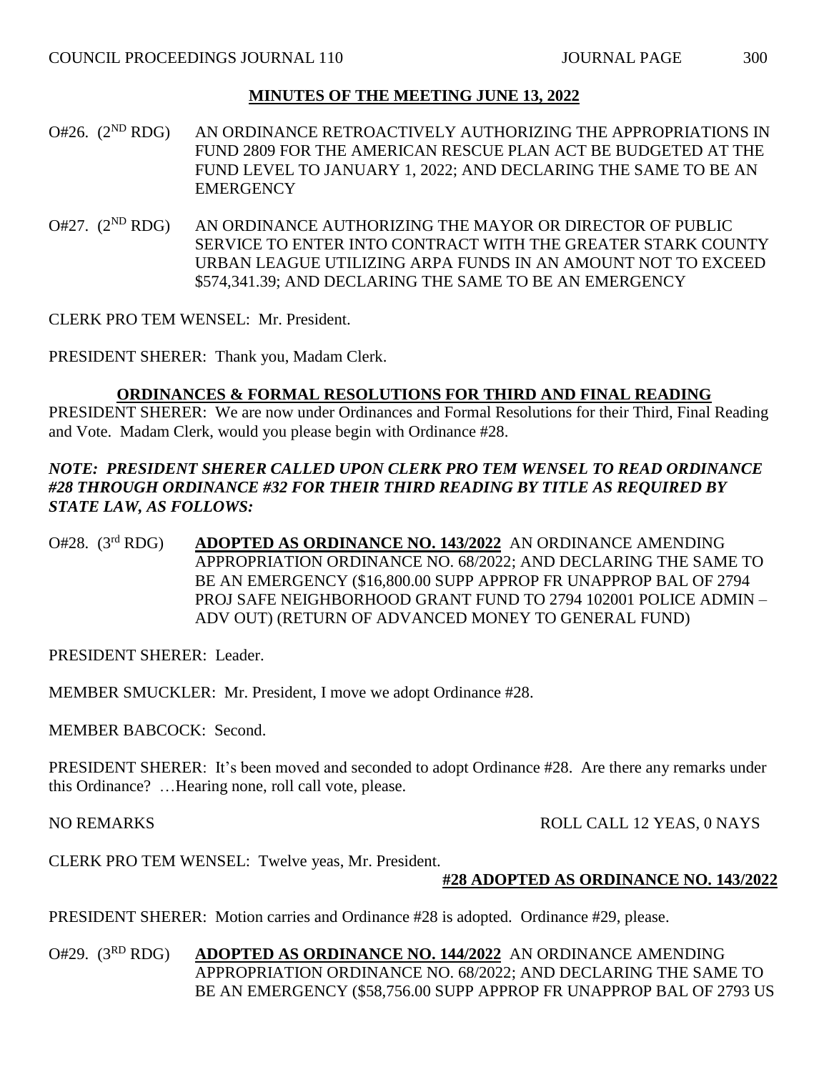## MINUTES OF THE MEETING JUNE 13, 2022

O#26. (2[ND] RDG) AN ORDINANCE RETROACTIVELY AUTHORIZING THE APPROPRIATIONS IN FUND 2809 FOR THE AMERICAN RESCUE PLAN ACT BE BUDGETED AT THE FUND LEVEL TO JANUARY 1, 2022; AND DECLARING THE SAME TO BE AN EMERGENCY

O#27. (2[ND] RDG) AN ORDINANCE AUTHORIZING THE MAYOR OR DIRECTOR OF PUBLIC SERVICE TO ENTER INTO CONTRACT WITH THE GREATER STARK COUNTY URBAN LEAGUE UTILIZING ARPA FUNDS IN AN AMOUNT NOT TO EXCEED $574,341.39; AND DECLARING THE SAME TO BE AN EMERGENCY

CLERK PRO TEM WENSEL: Mr. President.

PRESIDENT SHERER: Thank you, Madam Clerk.

## ORDINANCES & FORMAL RESOLUTIONS FOR THIRD AND FINAL READING

PRESIDENT SHERER: We are now under Ordinances and Formal Resolutions for their Third, Final Reading and Vote. Madam Clerk, would you please begin with Ordinance #28.

***NOTE: PRESIDENT SHERER CALLED UPON CLERK PRO TEM WENSEL TO READ ORDINANCE #28 THROUGH ORDINANCE #32 FOR THEIR THIRD READING BY TITLE AS REQUIRED BY STATE LAW, AS FOLLOWS:***

O#28. (3[rd] RDG) **ADOPTED AS ORDINANCE NO. 143/2022** AN ORDINANCE AMENDING APPROPRIATION ORDINANCE NO. 68/2022; AND DECLARING THE SAME TO BE AN EMERGENCY ($16,800.00 SUPP APPROP FR UNAPPROP BAL OF 2794 PROJ SAFE NEIGHBORHOOD GRANT FUND TO 2794 102001 POLICE ADMIN – ADV OUT) (RETURN OF ADVANCED MONEY TO GENERAL FUND)

PRESIDENT SHERER: Leader.

MEMBER SMUCKLER: Mr. President, I move we adopt Ordinance #28.

MEMBER BABCOCK: Second.

PRESIDENT SHERER: It's been moved and seconded to adopt Ordinance #28. Are there any remarks under this Ordinance? …Hearing none, roll call vote, please.

NO REMARKS — ROLL CALL 12 YEAS, 0 NAYS

CLERK PRO TEM WENSEL: Twelve yeas, Mr. President.

**#28 ADOPTED AS ORDINANCE NO. 143/2022**

PRESIDENT SHERER: Motion carries and Ordinance #28 is adopted. Ordinance #29, please.

O#29. (3[RD] RDG) **ADOPTED AS ORDINANCE NO. 144/2022** AN ORDINANCE AMENDING APPROPRIATION ORDINANCE NO. 68/2022; AND DECLARING THE SAME TO BE AN EMERGENCY ($58,756.00 SUPP APPROP FR UNAPPROP BAL OF 2793 US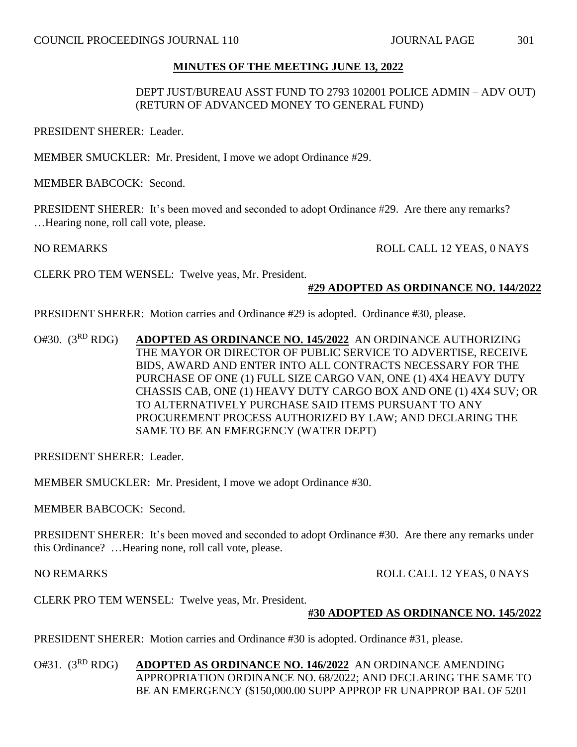**MINUTES OF THE MEETING JUNE 13, 2022**

DEPT JUST/BUREAU ASST FUND TO 2793 102001 POLICE ADMIN – ADV OUT) (RETURN OF ADVANCED MONEY TO GENERAL FUND)

PRESIDENT SHERER: Leader.

MEMBER SMUCKLER: Mr. President, I move we adopt Ordinance #29.

MEMBER BABCOCK: Second.

PRESIDENT SHERER: It's been moved and seconded to adopt Ordinance #29. Are there any remarks? …Hearing none, roll call vote, please.

NO REMARKS — ROLL CALL 12 YEAS, 0 NAYS

CLERK PRO TEM WENSEL: Twelve yeas, Mr. President.

**#29 ADOPTED AS ORDINANCE NO. 144/2022**

PRESIDENT SHERER: Motion carries and Ordinance #29 is adopted. Ordinance #30, please.

O#30. (3RD RDG) **ADOPTED AS ORDINANCE NO. 145/2022** AN ORDINANCE AUTHORIZING THE MAYOR OR DIRECTOR OF PUBLIC SERVICE TO ADVERTISE, RECEIVE BIDS, AWARD AND ENTER INTO ALL CONTRACTS NECESSARY FOR THE PURCHASE OF ONE (1) FULL SIZE CARGO VAN, ONE (1) 4X4 HEAVY DUTY CHASSIS CAB, ONE (1) HEAVY DUTY CARGO BOX AND ONE (1) 4X4 SUV; OR TO ALTERNATIVELY PURCHASE SAID ITEMS PURSUANT TO ANY PROCUREMENT PROCESS AUTHORIZED BY LAW; AND DECLARING THE SAME TO BE AN EMERGENCY (WATER DEPT)

PRESIDENT SHERER: Leader.

MEMBER SMUCKLER: Mr. President, I move we adopt Ordinance #30.

MEMBER BABCOCK: Second.

PRESIDENT SHERER: It's been moved and seconded to adopt Ordinance #30. Are there any remarks under this Ordinance? …Hearing none, roll call vote, please.

NO REMARKS — ROLL CALL 12 YEAS, 0 NAYS

CLERK PRO TEM WENSEL: Twelve yeas, Mr. President.

**#30 ADOPTED AS ORDINANCE NO. 145/2022**

PRESIDENT SHERER: Motion carries and Ordinance #30 is adopted. Ordinance #31, please.

O#31. (3RD RDG) **ADOPTED AS ORDINANCE NO. 146/2022** AN ORDINANCE AMENDING APPROPRIATION ORDINANCE NO. 68/2022; AND DECLARING THE SAME TO BE AN EMERGENCY ($150,000.00 SUPP APPROP FR UNAPPROP BAL OF 5201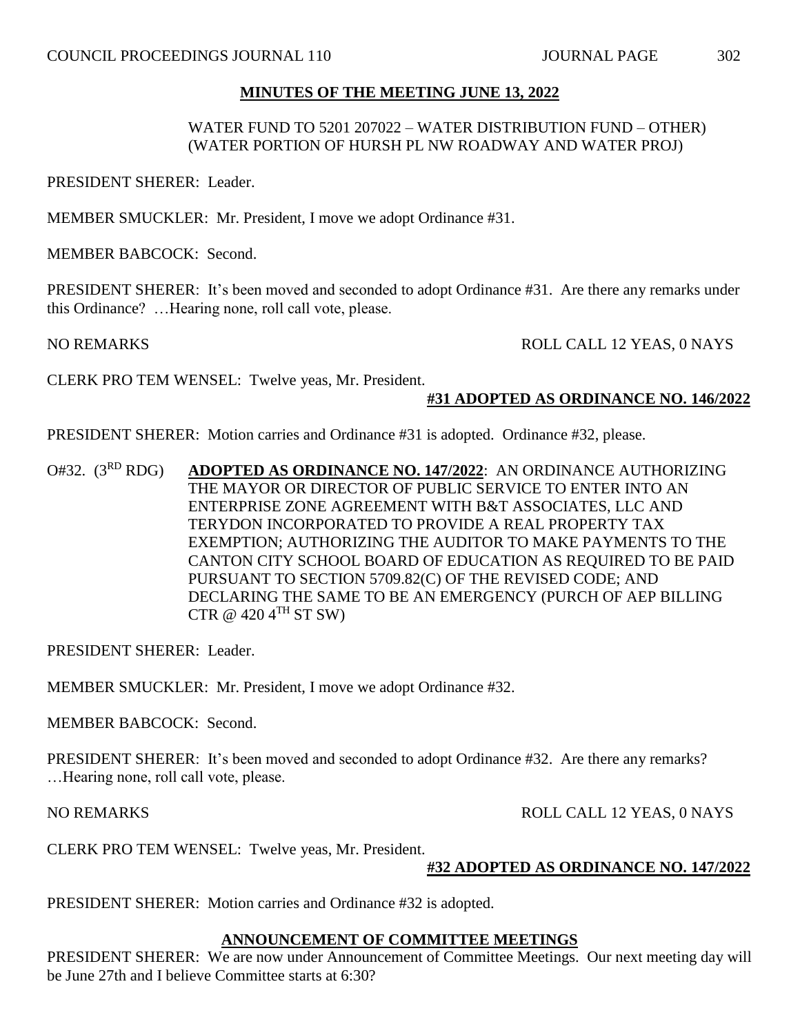## MINUTES OF THE MEETING JUNE 13, 2022

WATER FUND TO 5201 207022 – WATER DISTRIBUTION FUND – OTHER) (WATER PORTION OF HURSH PL NW ROADWAY AND WATER PROJ)

PRESIDENT SHERER: Leader.

MEMBER SMUCKLER: Mr. President, I move we adopt Ordinance #31.

MEMBER BABCOCK: Second.

PRESIDENT SHERER: It's been moved and seconded to adopt Ordinance #31. Are there any remarks under this Ordinance? …Hearing none, roll call vote, please.

NO REMARKS ROLL CALL 12 YEAS, 0 NAYS

CLERK PRO TEM WENSEL: Twelve yeas, Mr. President.

**#31 ADOPTED AS ORDINANCE NO. 146/2022**

PRESIDENT SHERER: Motion carries and Ordinance #31 is adopted. Ordinance #32, please.

O#32. (3RD RDG) **ADOPTED AS ORDINANCE NO. 147/2022**: AN ORDINANCE AUTHORIZING THE MAYOR OR DIRECTOR OF PUBLIC SERVICE TO ENTER INTO AN ENTERPRISE ZONE AGREEMENT WITH B&T ASSOCIATES, LLC AND TERYDON INCORPORATED TO PROVIDE A REAL PROPERTY TAX EXEMPTION; AUTHORIZING THE AUDITOR TO MAKE PAYMENTS TO THE CANTON CITY SCHOOL BOARD OF EDUCATION AS REQUIRED TO BE PAID PURSUANT TO SECTION 5709.82(C) OF THE REVISED CODE; AND DECLARING THE SAME TO BE AN EMERGENCY (PURCH OF AEP BILLING CTR @ 420 4TH ST SW)

PRESIDENT SHERER: Leader.

MEMBER SMUCKLER: Mr. President, I move we adopt Ordinance #32.

MEMBER BABCOCK: Second.

PRESIDENT SHERER: It's been moved and seconded to adopt Ordinance #32. Are there any remarks? …Hearing none, roll call vote, please.

NO REMARKS ROLL CALL 12 YEAS, 0 NAYS

CLERK PRO TEM WENSEL: Twelve yeas, Mr. President.

**#32 ADOPTED AS ORDINANCE NO. 147/2022**

PRESIDENT SHERER: Motion carries and Ordinance #32 is adopted.

## ANNOUNCEMENT OF COMMITTEE MEETINGS

PRESIDENT SHERER: We are now under Announcement of Committee Meetings. Our next meeting day will be June 27th and I believe Committee starts at 6:30?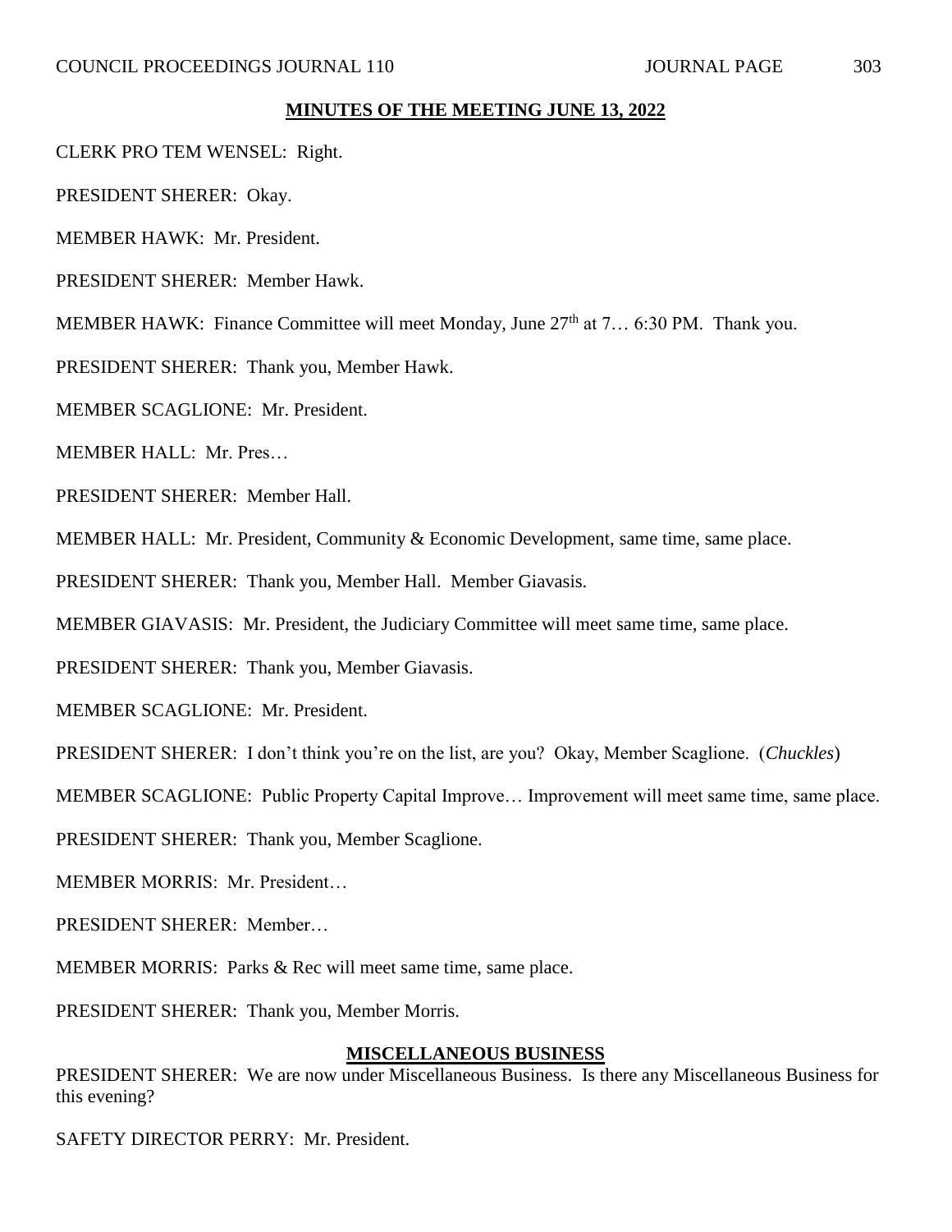**MINUTES OF THE MEETING JUNE 13, 2022**

CLERK PRO TEM WENSEL: Right.

PRESIDENT SHERER: Okay.

MEMBER HAWK: Mr. President.

PRESIDENT SHERER: Member Hawk.

MEMBER HAWK: Finance Committee will meet Monday, June 27th at 7… 6:30 PM. Thank you.

PRESIDENT SHERER: Thank you, Member Hawk.

MEMBER SCAGLIONE: Mr. President.

MEMBER HALL: Mr. Pres…

PRESIDENT SHERER: Member Hall.

MEMBER HALL: Mr. President, Community & Economic Development, same time, same place.

PRESIDENT SHERER: Thank you, Member Hall. Member Giavasis.

MEMBER GIAVASIS: Mr. President, the Judiciary Committee will meet same time, same place.

PRESIDENT SHERER: Thank you, Member Giavasis.

MEMBER SCAGLIONE: Mr. President.

PRESIDENT SHERER: I don't think you're on the list, are you? Okay, Member Scaglione. (*Chuckles*)

MEMBER SCAGLIONE: Public Property Capital Improve… Improvement will meet same time, same place.

PRESIDENT SHERER: Thank you, Member Scaglione.

MEMBER MORRIS: Mr. President…

PRESIDENT SHERER: Member…

MEMBER MORRIS: Parks & Rec will meet same time, same place.

PRESIDENT SHERER: Thank you, Member Morris.

**MISCELLANEOUS BUSINESS**

PRESIDENT SHERER: We are now under Miscellaneous Business. Is there any Miscellaneous Business for this evening?

SAFETY DIRECTOR PERRY: Mr. President.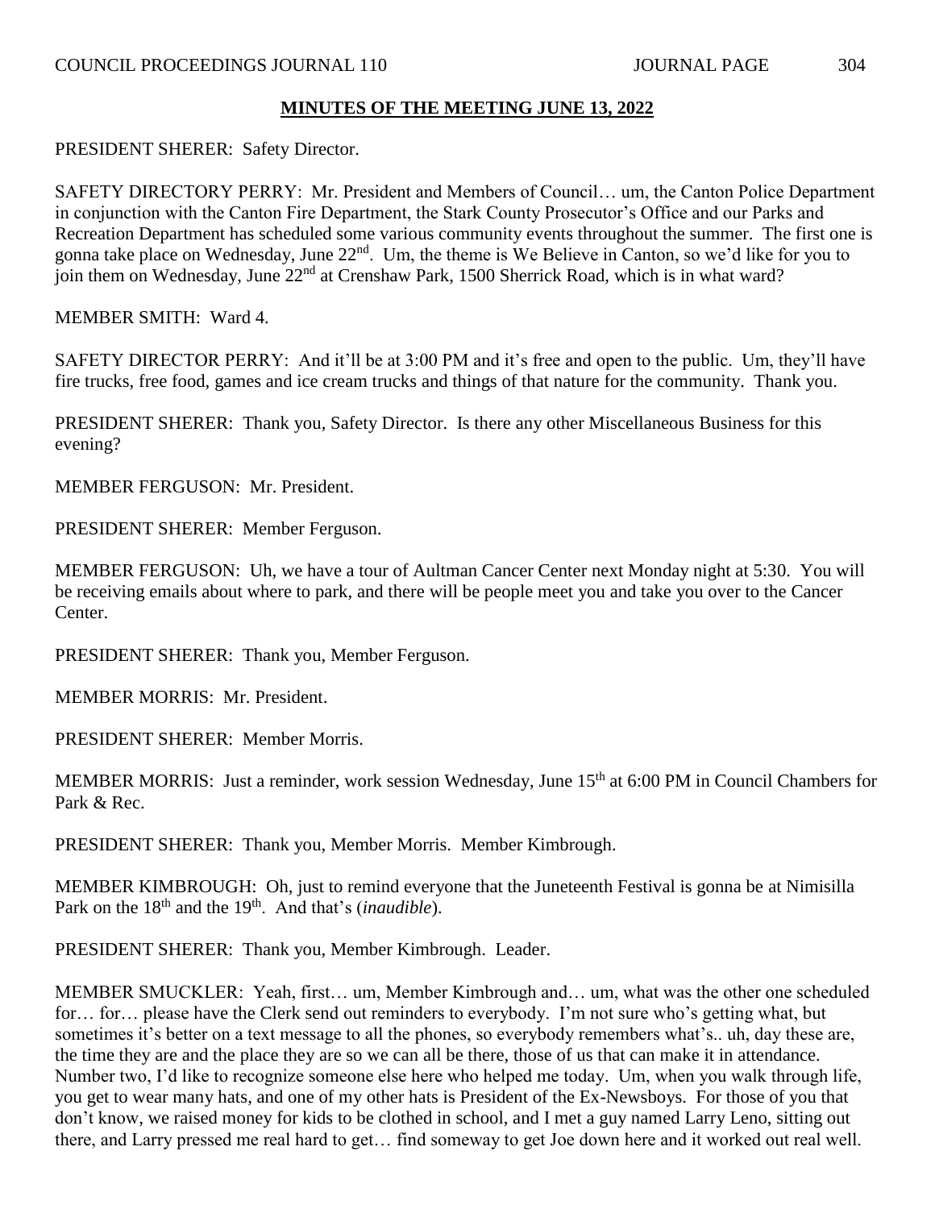## MINUTES OF THE MEETING JUNE 13, 2022

PRESIDENT SHERER: Safety Director.

SAFETY DIRECTORY PERRY: Mr. President and Members of Council… um, the Canton Police Department in conjunction with the Canton Fire Department, the Stark County Prosecutor's Office and our Parks and Recreation Department has scheduled some various community events throughout the summer. The first one is gonna take place on Wednesday, June 22nd. Um, the theme is We Believe in Canton, so we'd like for you to join them on Wednesday, June 22nd at Crenshaw Park, 1500 Sherrick Road, which is in what ward?

MEMBER SMITH: Ward 4.

SAFETY DIRECTOR PERRY: And it'll be at 3:00 PM and it's free and open to the public. Um, they'll have fire trucks, free food, games and ice cream trucks and things of that nature for the community. Thank you.

PRESIDENT SHERER: Thank you, Safety Director. Is there any other Miscellaneous Business for this evening?

MEMBER FERGUSON: Mr. President.

PRESIDENT SHERER: Member Ferguson.

MEMBER FERGUSON: Uh, we have a tour of Aultman Cancer Center next Monday night at 5:30. You will be receiving emails about where to park, and there will be people meet you and take you over to the Cancer Center.

PRESIDENT SHERER: Thank you, Member Ferguson.

MEMBER MORRIS: Mr. President.

PRESIDENT SHERER: Member Morris.

MEMBER MORRIS: Just a reminder, work session Wednesday, June 15th at 6:00 PM in Council Chambers for Park & Rec.

PRESIDENT SHERER: Thank you, Member Morris. Member Kimbrough.

MEMBER KIMBROUGH: Oh, just to remind everyone that the Juneteenth Festival is gonna be at Nimisilla Park on the 18th and the 19th. And that's (*inaudible*).

PRESIDENT SHERER: Thank you, Member Kimbrough. Leader.

MEMBER SMUCKLER: Yeah, first… um, Member Kimbrough and… um, what was the other one scheduled for… for… please have the Clerk send out reminders to everybody. I'm not sure who's getting what, but sometimes it's better on a text message to all the phones, so everybody remembers what's.. uh, day these are, the time they are and the place they are so we can all be there, those of us that can make it in attendance. Number two, I'd like to recognize someone else here who helped me today. Um, when you walk through life, you get to wear many hats, and one of my other hats is President of the Ex-Newsboys. For those of you that don't know, we raised money for kids to be clothed in school, and I met a guy named Larry Leno, sitting out there, and Larry pressed me real hard to get… find someway to get Joe down here and it worked out real well.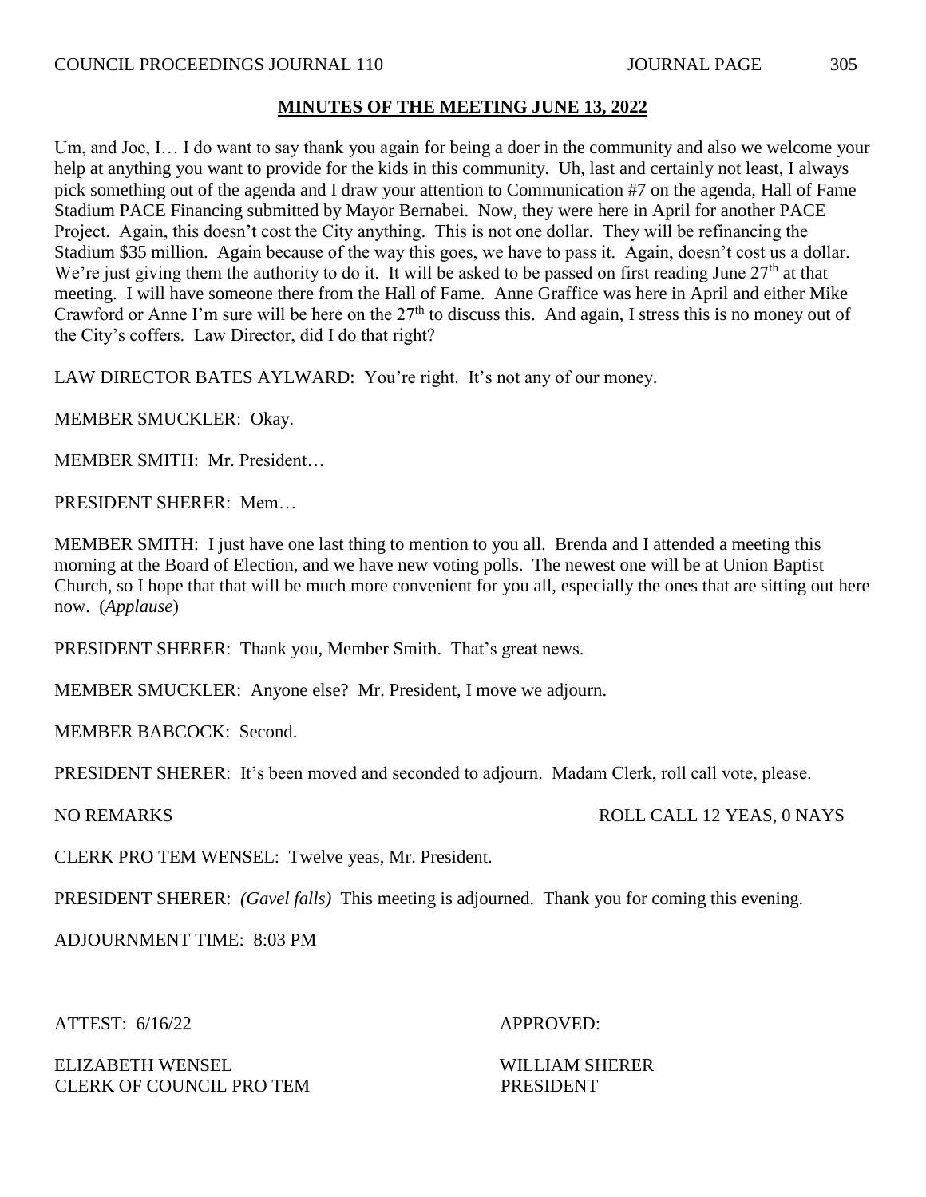**MINUTES OF THE MEETING JUNE 13, 2022**

Um, and Joe, I… I do want to say thank you again for being a doer in the community and also we welcome your help at anything you want to provide for the kids in this community. Uh, last and certainly not least, I always pick something out of the agenda and I draw your attention to Communication #7 on the agenda, Hall of Fame Stadium PACE Financing submitted by Mayor Bernabei. Now, they were here in April for another PACE Project. Again, this doesn't cost the City anything. This is not one dollar. They will be refinancing the Stadium $35 million. Again because of the way this goes, we have to pass it. Again, doesn't cost us a dollar. We're just giving them the authority to do it. It will be asked to be passed on first reading June 27th at that meeting. I will have someone there from the Hall of Fame. Anne Graffice was here in April and either Mike Crawford or Anne I'm sure will be here on the 27th to discuss this. And again, I stress this is no money out of the City's coffers. Law Director, did I do that right?

LAW DIRECTOR BATES AYLWARD: You're right. It's not any of our money.

MEMBER SMUCKLER: Okay.

MEMBER SMITH: Mr. President…

PRESIDENT SHERER: Mem…

MEMBER SMITH: I just have one last thing to mention to you all. Brenda and I attended a meeting this morning at the Board of Election, and we have new voting polls. The newest one will be at Union Baptist Church, so I hope that that will be much more convenient for you all, especially the ones that are sitting out here now. (*Applause*)

PRESIDENT SHERER: Thank you, Member Smith. That's great news.

MEMBER SMUCKLER: Anyone else? Mr. President, I move we adjourn.

MEMBER BABCOCK: Second.

PRESIDENT SHERER: It's been moved and seconded to adjourn. Madam Clerk, roll call vote, please.

NO REMARKS — ROLL CALL 12 YEAS, 0 NAYS

CLERK PRO TEM WENSEL: Twelve yeas, Mr. President.

PRESIDENT SHERER: *(Gavel falls)* This meeting is adjourned. Thank you for coming this evening.

ADJOURNMENT TIME: 8:03 PM

ATTEST: 6/16/22

ELIZABETH WENSEL
CLERK OF COUNCIL PRO TEM

APPROVED:

WILLIAM SHERER
PRESIDENT